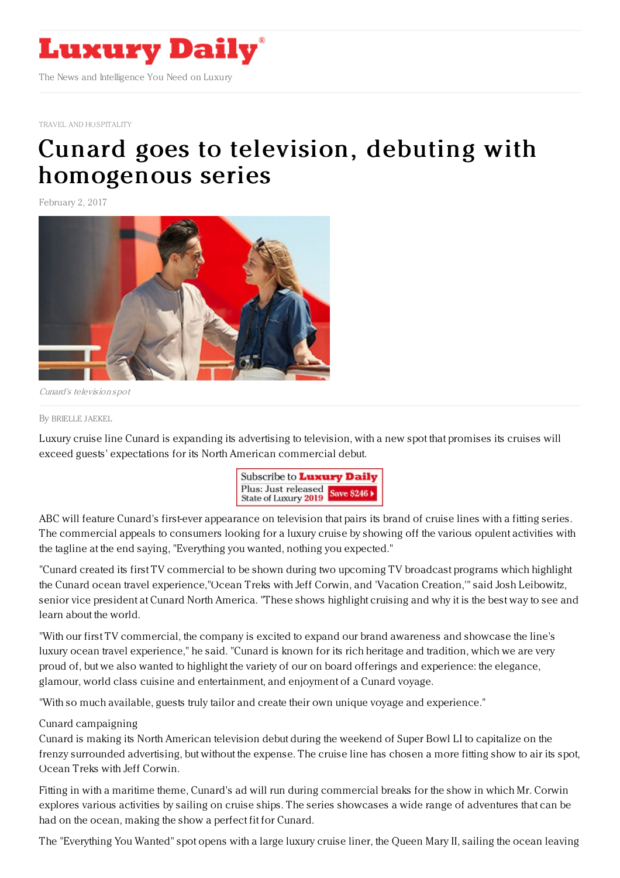# Luxury Daily

The News and Intelligence You Need on Luxury

TRAVEL AND HOSPITALITY

# Cunard goes to television, debuting with homogenous series

February 2, 2017

*Cunard's television spot*

By BRIELLE JAEKEL

Luxury cruise line Cunard is expanding its advertising to television, with a new spot that promises its cruises will exceed guests' expectations for its North American commercial debut.

ABC will feature Cunard's first-ever appearance on television that pairs its brand of cruise lines with a fitting series. The commercial appeals to consumers looking for a luxury cruise by showing off the various opulent activities with the tagline at the end saying, "Everything you wanted, nothing you expected."

"Cunard created its first TV commercial to be shown during two upcoming TV broadcast programs which highlight the Cunard ocean travel experience,"Ocean Treks with Jeff Corwin, and 'Vacation Creation,'" said Josh Leibowitz, senior vice president at Cunard North America. "These shows highlight cruising and why it is the best way to see and learn about the world.

"With our first TV commercial, the company is excited to expand our brand awareness and showcase the line's luxury ocean travel experience," he said. "Cunard is known for its rich heritage and tradition, which we are very proud of, but we also wanted to highlight the variety of our on board offerings and experience: the elegance, glamour, world class cuisine and entertainment, and enjoyment of a Cunard voyage.

"With so much available, guests truly tailor and create their own unique voyage and experience."

Cunard campaigning

Cunard is making its North American television debut during the weekend of Super Bowl LI to capitalize on the frenzy surrounded advertising, but without the expense. The cruise line has chosen a more fitting show to air its spot, Ocean Treks with Jeff Corwin.

Fitting in with a maritime theme, Cunard's ad will run during commercial breaks for the show in which Mr. Corwin explores various activities by sailing on cruise ships. The series showcases a wide range of adventures that can be had on the ocean, making the show a perfect fit for Cunard.

The "Everything You Wanted" spot opens with a large luxury cruise liner, the Queen Mary II, sailing the ocean leaving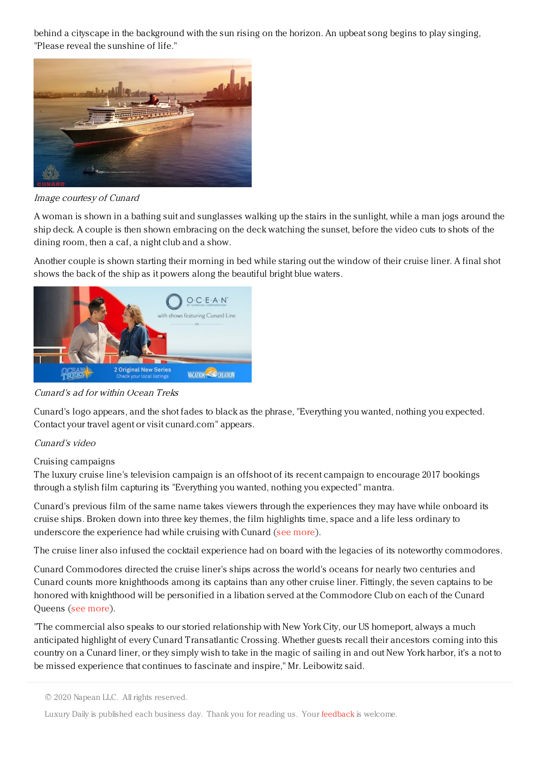behind a cityscape in the background with the sun rising on the horizon. An upbeat song begins to play singing, "Please reveal the sunshine of life."

*Image courtesy of Cunard*

A woman is shown in a bathing suit and sunglasses walking up the stairs in the sunlight, while a man jogs around the ship deck. A couple is then shown embracing on the deck watching the sunset, before the video cuts to shots of the dining room, then a caf, a night club and a show.

Another couple is shown starting their morning in bed while staring out the window of their cruise liner. A final shot shows the back of the ship as it powers along the beautiful bright blue waters.

*Cunard's ad for within Ocean Treks*

Cunard's logo appears, and the shot fades to black as the phrase, "Everything you wanted, nothing you expected. Contact your travel agent or visit cunard.com" appears.

*Cunard's video*

Cruising campaigns

The luxury cruise line's television campaign is an offshoot of its recent campaign to encourage 2017 bookings through a stylish film capturing its "Everything you wanted, nothing you expected" mantra.

Cunard's previous film of the same name takes viewers through the experiences they may have while onboard its cruise ships. Broken down into three key themes, the film highlights time, space and a life less ordinary to underscore the experience had while cruising with Cunard (see more).

The cruise liner also infused the cocktail experience had on board with the legacies of its noteworthy commodores.

Cunard Commodores directed the cruise liner's ships across the world's oceans for nearly two centuries and Cunard counts more knighthoods among its captains than any other cruise liner. Fittingly, the seven captains to be honored with knighthood will be personified in a libation served at the Commodore Club on each of the Cunard Queens (see more).

"The commercial also speaks to our storied relationship with New York City, our US homeport, always a much anticipated highlight of every Cunard Transatlantic Crossing. Whether guests recall their ancestors coming into this country on a Cunard liner, or they simply wish to take in the magic of sailing in and out New York harbor, it's a not to be missed experience that continues to fascinate and inspire," Mr. Leibowitz said.

© 2020 Napean LLC. All rights reserved.

Luxury Daily is published each business day. Thank you for reading us. Your feedback is welcome.